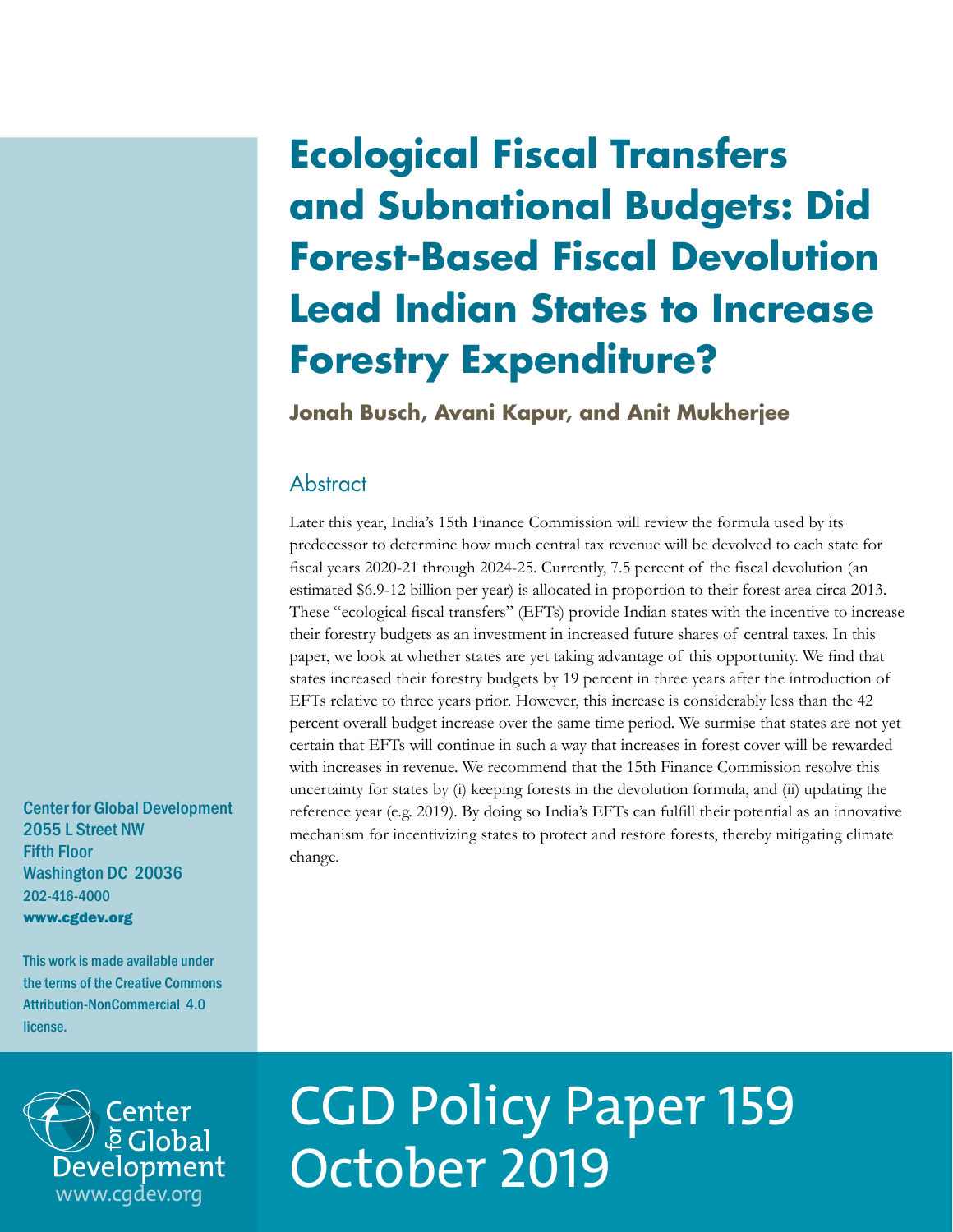# Ecological Fiscal Transfers and Subnational Budgets: Did Forest-Based Fiscal Devolution Lead Indian States to Increase Forestry Expenditure?

**Jonah Busch, Avani Kapur, and Anit Mukherjee**

## Abstract

Later this year, India's 15th Finance Commission will review the formula used by its predecessor to determine how much central tax revenue will be devolved to each state for fiscal years 2020-21 through 2024-25. Currently, 7.5 percent of the fiscal devolution (an estimated $6.9-12 billion per year) is allocated in proportion to their forest area circa 2013. These "ecological fiscal transfers" (EFTs) provide Indian states with the incentive to increase their forestry budgets as an investment in increased future shares of central taxes. In this paper, we look at whether states are yet taking advantage of this opportunity. We find that states increased their forestry budgets by 19 percent in three years after the introduction of EFTs relative to three years prior. However, this increase is considerably less than the 42 percent overall budget increase over the same time period. We surmise that states are not yet certain that EFTs will continue in such a way that increases in forest cover will be rewarded with increases in revenue. We recommend that the 15th Finance Commission resolve this uncertainty for states by (i) keeping forests in the devolution formula, and (ii) updating the reference year (e.g. 2019). By doing so India's EFTs can fulfill their potential as an innovative mechanism for incentivizing states to protect and restore forests, thereby mitigating climate change.

Center for Global Development
2055 L Street NW
Fifth Floor
Washington DC 20036
202-416-4000
**www.cgdev.org**

This work is made available under the terms of the Creative Commons Attribution-NonCommercial 4.0 license.

Center for Global Development
www.cgdev.org

CGD Policy Paper 159
October 2019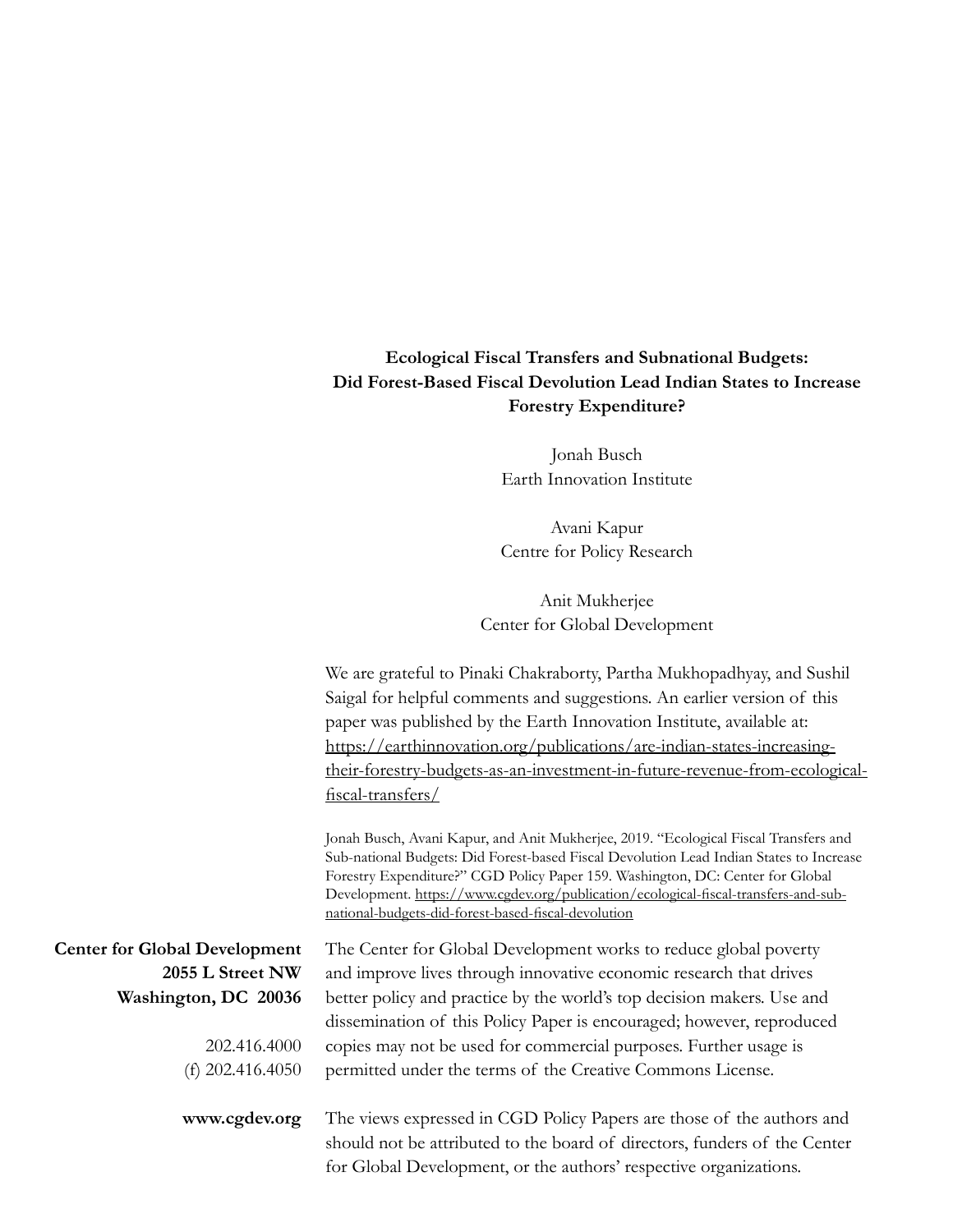**Ecological Fiscal Transfers and Subnational Budgets: Did Forest-Based Fiscal Devolution Lead Indian States to Increase Forestry Expenditure?**

Jonah Busch
Earth Innovation Institute

Avani Kapur
Centre for Policy Research

Anit Mukherjee
Center for Global Development

We are grateful to Pinaki Chakraborty, Partha Mukhopadhyay, and Sushil Saigal for helpful comments and suggestions. An earlier version of this paper was published by the Earth Innovation Institute, available at: https://earthinnovation.org/publications/are-indian-states-increasing-their-forestry-budgets-as-an-investment-in-future-revenue-from-ecological-fiscal-transfers/

Jonah Busch, Avani Kapur, and Anit Mukherjee, 2019. "Ecological Fiscal Transfers and Sub-national Budgets: Did Forest-based Fiscal Devolution Lead Indian States to Increase Forestry Expenditure?" CGD Policy Paper 159. Washington, DC: Center for Global Development. https://www.cgdev.org/publication/ecological-fiscal-transfers-and-sub-national-budgets-did-forest-based-fiscal-devolution

**Center for Global Development**
**2055 L Street NW**
**Washington, DC 20036**

202.416.4000
(f) 202.416.4050

**www.cgdev.org**

The Center for Global Development works to reduce global poverty and improve lives through innovative economic research that drives better policy and practice by the world's top decision makers. Use and dissemination of this Policy Paper is encouraged; however, reproduced copies may not be used for commercial purposes. Further usage is permitted under the terms of the Creative Commons License.

The views expressed in CGD Policy Papers are those of the authors and should not be attributed to the board of directors, funders of the Center for Global Development, or the authors' respective organizations.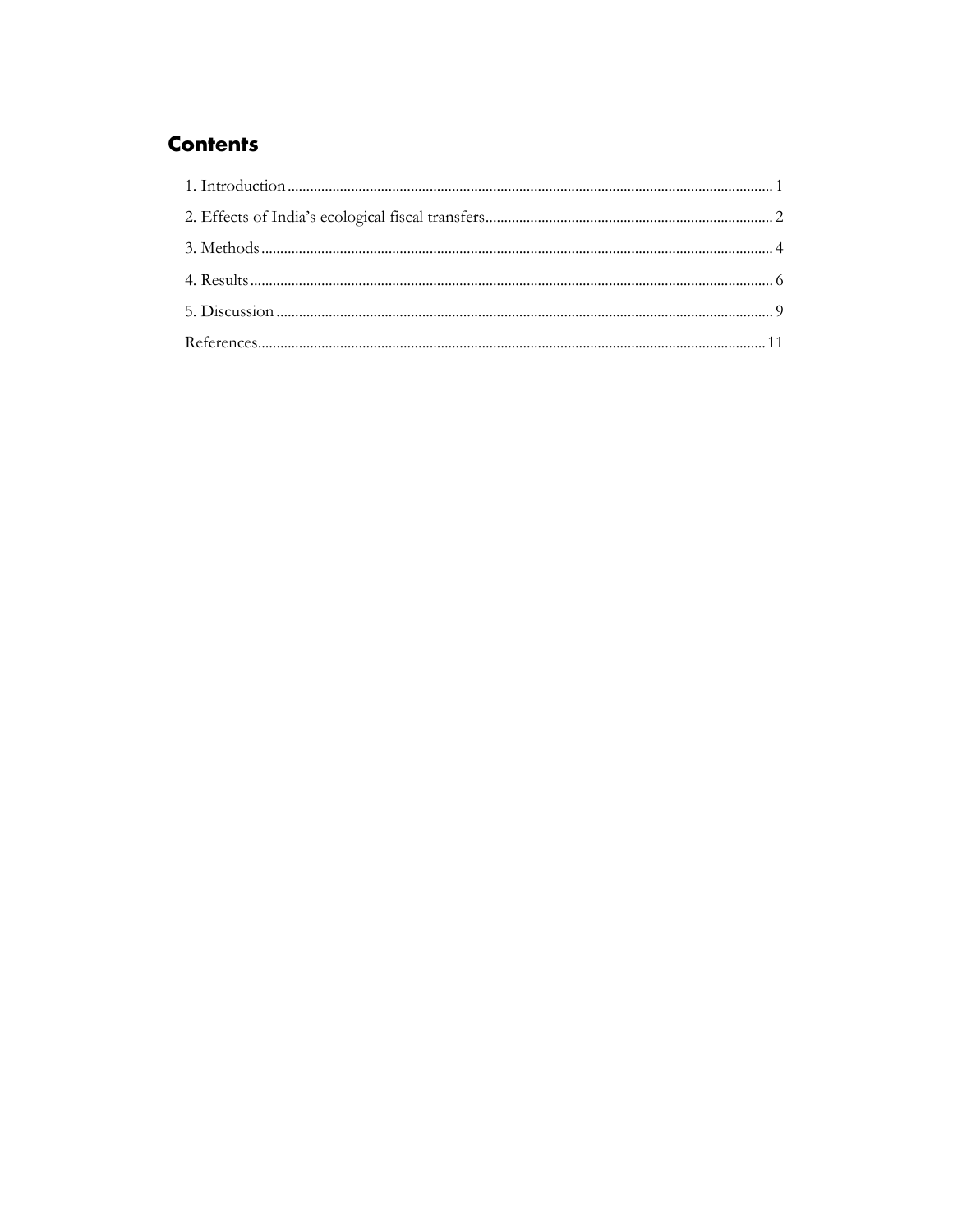# Contents

1. Introduction ........................................................................................................................................ 1

2. Effects of India's ecological fiscal transfers ............................................................................. 2

3. Methods ................................................................................................................................................. 4

4. Results ................................................................................................................................................... 6

5. Discussion ........................................................................................................................................... 9

References ............................................................................................................................................. 11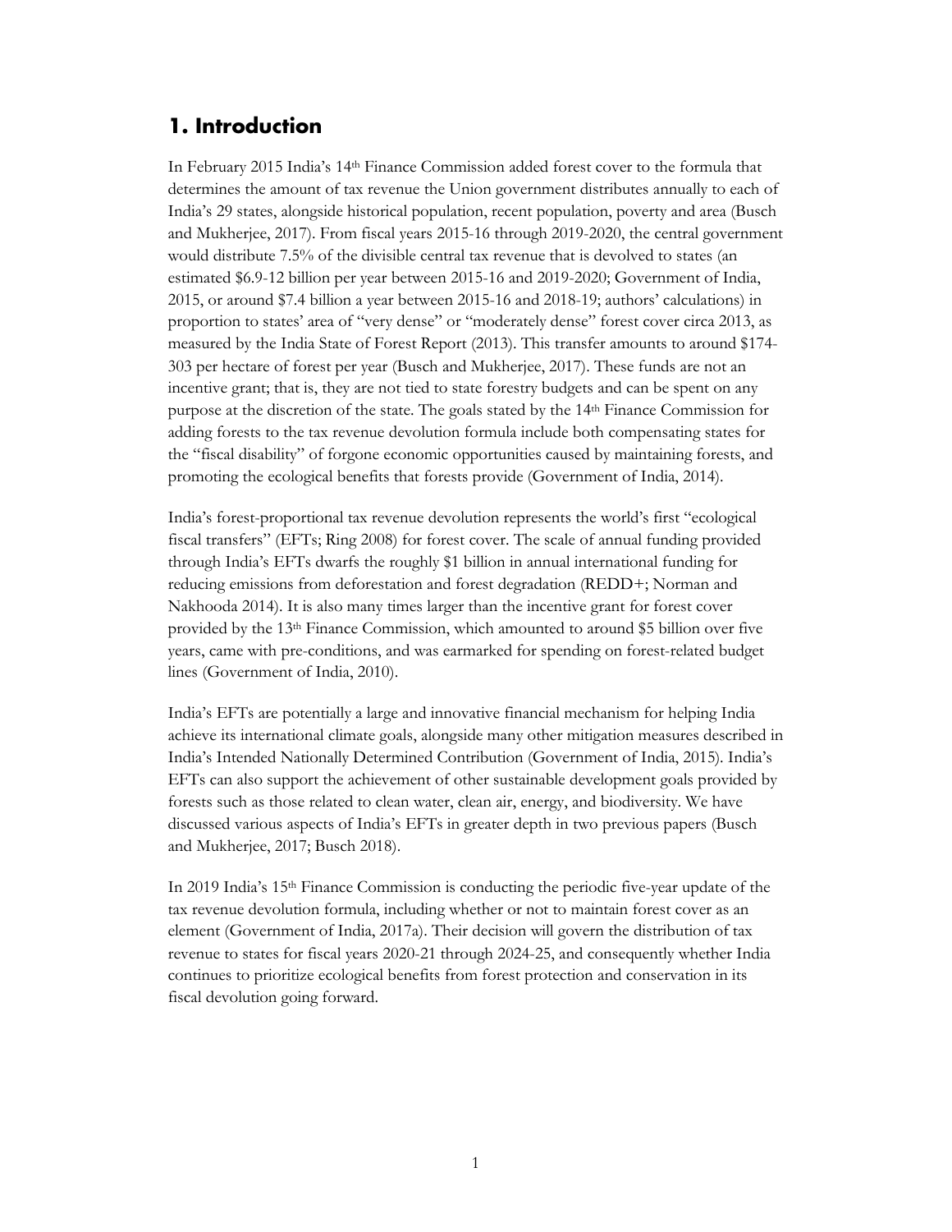## 1. Introduction

In February 2015 India's 14th Finance Commission added forest cover to the formula that determines the amount of tax revenue the Union government distributes annually to each of India's 29 states, alongside historical population, recent population, poverty and area (Busch and Mukherjee, 2017). From fiscal years 2015-16 through 2019-2020, the central government would distribute 7.5% of the divisible central tax revenue that is devolved to states (an estimated \$6.9-12 billion per year between 2015-16 and 2019-2020; Government of India, 2015, or around \$7.4 billion a year between 2015-16 and 2018-19; authors' calculations) in proportion to states' area of "very dense" or "moderately dense" forest cover circa 2013, as measured by the India State of Forest Report (2013). This transfer amounts to around \$174-303 per hectare of forest per year (Busch and Mukherjee, 2017). These funds are not an incentive grant; that is, they are not tied to state forestry budgets and can be spent on any purpose at the discretion of the state. The goals stated by the 14th Finance Commission for adding forests to the tax revenue devolution formula include both compensating states for the "fiscal disability" of forgone economic opportunities caused by maintaining forests, and promoting the ecological benefits that forests provide (Government of India, 2014).

India's forest-proportional tax revenue devolution represents the world's first "ecological fiscal transfers" (EFTs; Ring 2008) for forest cover. The scale of annual funding provided through India's EFTs dwarfs the roughly \$1 billion in annual international funding for reducing emissions from deforestation and forest degradation (REDD+; Norman and Nakhooda 2014). It is also many times larger than the incentive grant for forest cover provided by the 13th Finance Commission, which amounted to around \$5 billion over five years, came with pre-conditions, and was earmarked for spending on forest-related budget lines (Government of India, 2010).

India's EFTs are potentially a large and innovative financial mechanism for helping India achieve its international climate goals, alongside many other mitigation measures described in India's Intended Nationally Determined Contribution (Government of India, 2015). India's EFTs can also support the achievement of other sustainable development goals provided by forests such as those related to clean water, clean air, energy, and biodiversity. We have discussed various aspects of India's EFTs in greater depth in two previous papers (Busch and Mukherjee, 2017; Busch 2018).

In 2019 India's 15th Finance Commission is conducting the periodic five-year update of the tax revenue devolution formula, including whether or not to maintain forest cover as an element (Government of India, 2017a). Their decision will govern the distribution of tax revenue to states for fiscal years 2020-21 through 2024-25, and consequently whether India continues to prioritize ecological benefits from forest protection and conservation in its fiscal devolution going forward.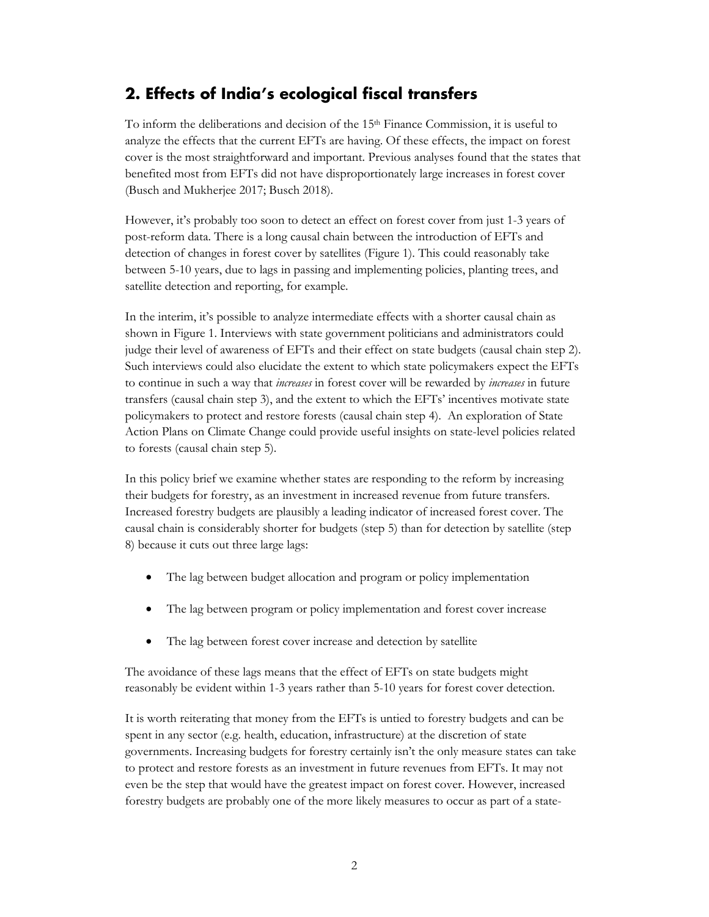## 2. Effects of India's ecological fiscal transfers

To inform the deliberations and decision of the 15th Finance Commission, it is useful to analyze the effects that the current EFTs are having. Of these effects, the impact on forest cover is the most straightforward and important. Previous analyses found that the states that benefited most from EFTs did not have disproportionately large increases in forest cover (Busch and Mukherjee 2017; Busch 2018).

However, it's probably too soon to detect an effect on forest cover from just 1-3 years of post-reform data. There is a long causal chain between the introduction of EFTs and detection of changes in forest cover by satellites (Figure 1). This could reasonably take between 5-10 years, due to lags in passing and implementing policies, planting trees, and satellite detection and reporting, for example.

In the interim, it's possible to analyze intermediate effects with a shorter causal chain as shown in Figure 1. Interviews with state government politicians and administrators could judge their level of awareness of EFTs and their effect on state budgets (causal chain step 2). Such interviews could also elucidate the extent to which state policymakers expect the EFTs to continue in such a way that *increases* in forest cover will be rewarded by *increases* in future transfers (causal chain step 3), and the extent to which the EFTs' incentives motivate state policymakers to protect and restore forests (causal chain step 4). An exploration of State Action Plans on Climate Change could provide useful insights on state-level policies related to forests (causal chain step 5).

In this policy brief we examine whether states are responding to the reform by increasing their budgets for forestry, as an investment in increased revenue from future transfers. Increased forestry budgets are plausibly a leading indicator of increased forest cover. The causal chain is considerably shorter for budgets (step 5) than for detection by satellite (step 8) because it cuts out three large lags:

- The lag between budget allocation and program or policy implementation
- The lag between program or policy implementation and forest cover increase
- The lag between forest cover increase and detection by satellite

The avoidance of these lags means that the effect of EFTs on state budgets might reasonably be evident within 1-3 years rather than 5-10 years for forest cover detection.

It is worth reiterating that money from the EFTs is untied to forestry budgets and can be spent in any sector (e.g. health, education, infrastructure) at the discretion of state governments. Increasing budgets for forestry certainly isn't the only measure states can take to protect and restore forests as an investment in future revenues from EFTs. It may not even be the step that would have the greatest impact on forest cover. However, increased forestry budgets are probably one of the more likely measures to occur as part of a state-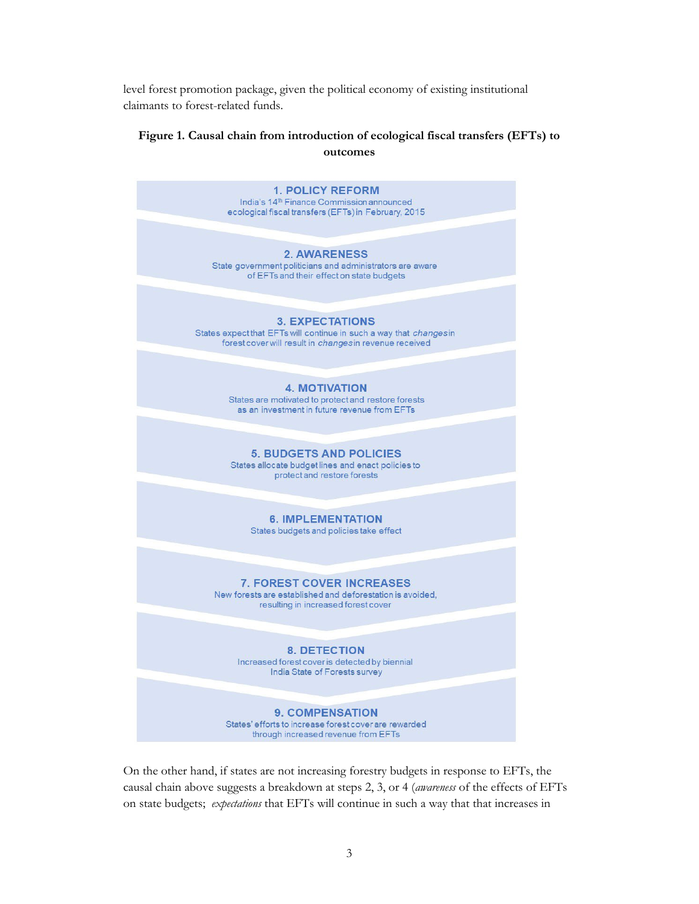level forest promotion package, given the political economy of existing institutional claimants to forest-related funds.

**Figure 1. Causal chain from introduction of ecological fiscal transfers (EFTs) to outcomes**

**1. POLICY REFORM**
India's 14th Finance Commission announced ecological fiscal transfers (EFTs) in February, 2015

**2. AWARENESS**
State government politicians and administrators are aware of EFTs and their effect on state budgets

**3. EXPECTATIONS**
States expect that EFTs will continue in such a way that *changes* in forest cover will result in *changes* in revenue received

**4. MOTIVATION**
States are motivated to protect and restore forests as an investment in future revenue from EFTs

**5. BUDGETS AND POLICIES**
States allocate budget lines and enact policies to protect and restore forests

**6. IMPLEMENTATION**
States budgets and policies take effect

**7. FOREST COVER INCREASES**
New forests are established and deforestation is avoided, resulting in increased forest cover

**8. DETECTION**
Increased forest cover is detected by biennial India State of Forests survey

**9. COMPENSATION**
States' efforts to increase forest cover are rewarded through increased revenue from EFTs

On the other hand, if states are not increasing forestry budgets in response to EFTs, the causal chain above suggests a breakdown at steps 2, 3, or 4 (*awareness* of the effects of EFTs on state budgets; *expectations* that EFTs will continue in such a way that that increases in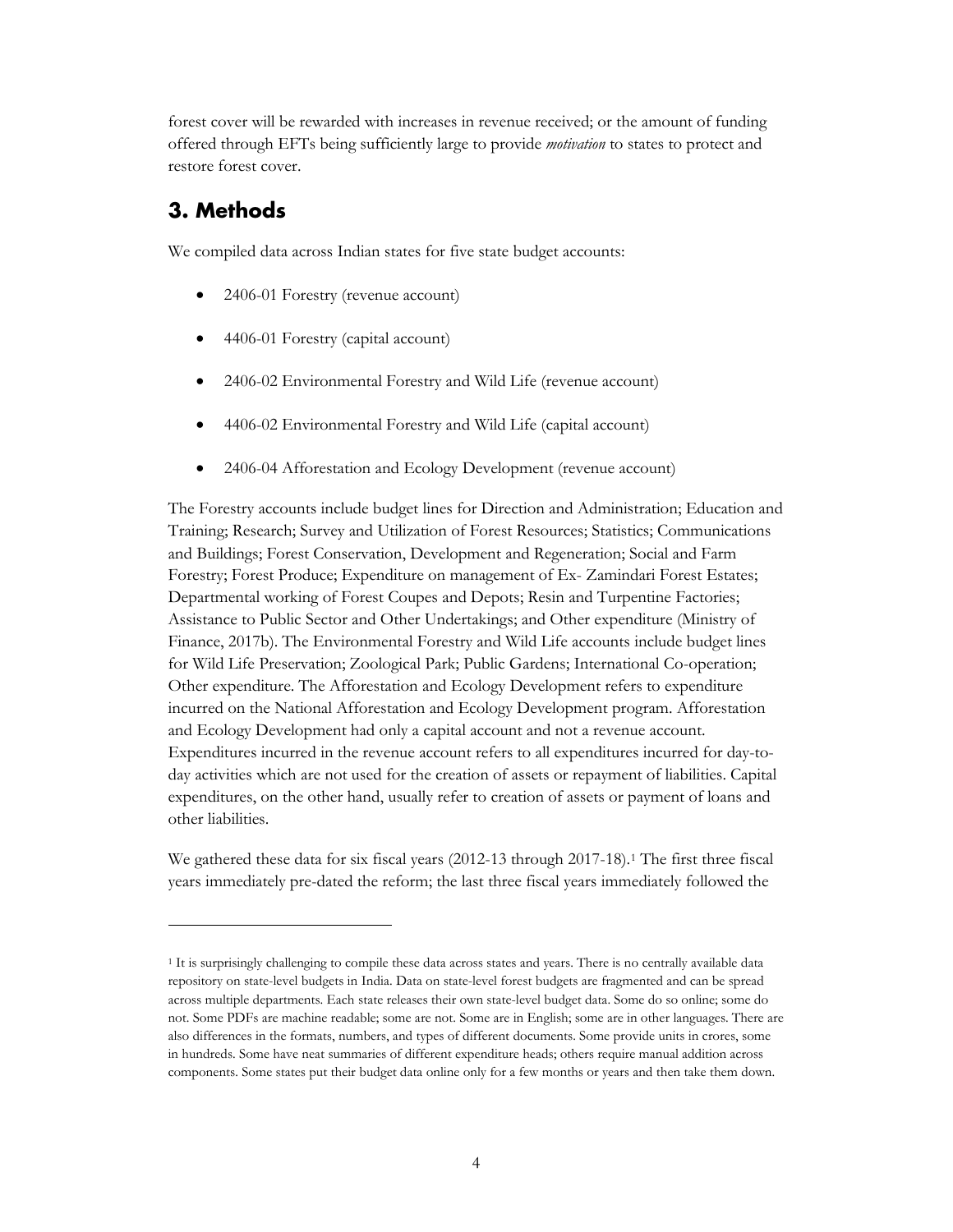forest cover will be rewarded with increases in revenue received; or the amount of funding offered through EFTs being sufficiently large to provide *motivation* to states to protect and restore forest cover.

## 3. Methods

We compiled data across Indian states for five state budget accounts:

- 2406-01 Forestry (revenue account)
- 4406-01 Forestry (capital account)
- 2406-02 Environmental Forestry and Wild Life (revenue account)
- 4406-02 Environmental Forestry and Wild Life (capital account)
- 2406-04 Afforestation and Ecology Development (revenue account)

The Forestry accounts include budget lines for Direction and Administration; Education and Training; Research; Survey and Utilization of Forest Resources; Statistics; Communications and Buildings; Forest Conservation, Development and Regeneration; Social and Farm Forestry; Forest Produce; Expenditure on management of Ex- Zamindari Forest Estates; Departmental working of Forest Coupes and Depots; Resin and Turpentine Factories; Assistance to Public Sector and Other Undertakings; and Other expenditure (Ministry of Finance, 2017b). The Environmental Forestry and Wild Life accounts include budget lines for Wild Life Preservation; Zoological Park; Public Gardens; International Co-operation; Other expenditure. The Afforestation and Ecology Development refers to expenditure incurred on the National Afforestation and Ecology Development program. Afforestation and Ecology Development had only a capital account and not a revenue account. Expenditures incurred in the revenue account refers to all expenditures incurred for day-to-day activities which are not used for the creation of assets or repayment of liabilities. Capital expenditures, on the other hand, usually refer to creation of assets or payment of loans and other liabilities.

We gathered these data for six fiscal years (2012-13 through 2017-18).[1] The first three fiscal years immediately pre-dated the reform; the last three fiscal years immediately followed the

[1] It is surprisingly challenging to compile these data across states and years. There is no centrally available data repository on state-level budgets in India. Data on state-level forest budgets are fragmented and can be spread across multiple departments. Each state releases their own state-level budget data. Some do so online; some do not. Some PDFs are machine readable; some are not. Some are in English; some are in other languages. There are also differences in the formats, numbers, and types of different documents. Some provide units in crores, some in hundreds. Some have neat summaries of different expenditure heads; others require manual addition across components. Some states put their budget data online only for a few months or years and then take them down.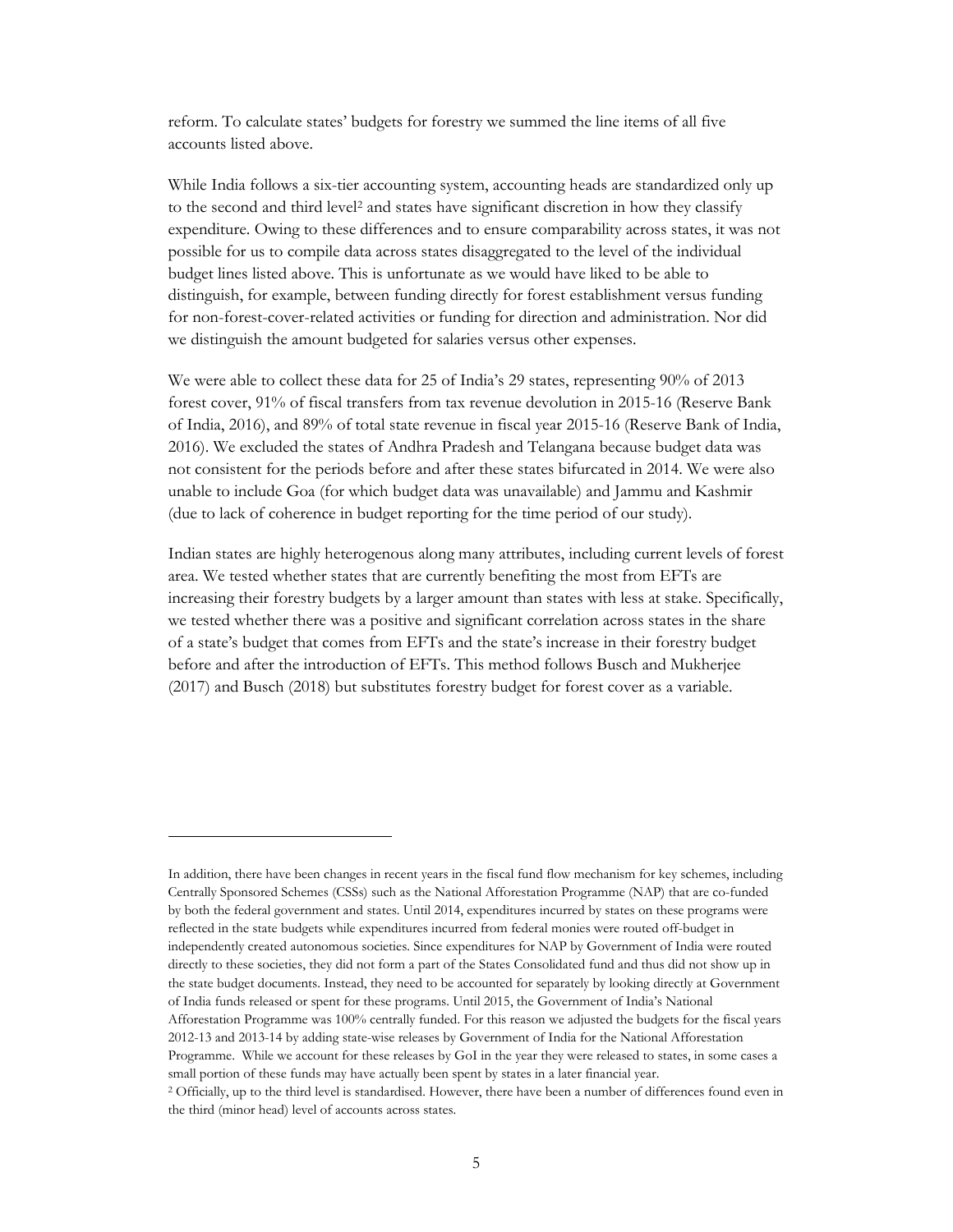reform. To calculate states' budgets for forestry we summed the line items of all five accounts listed above.

While India follows a six-tier accounting system, accounting heads are standardized only up to the second and third level[2] and states have significant discretion in how they classify expenditure. Owing to these differences and to ensure comparability across states, it was not possible for us to compile data across states disaggregated to the level of the individual budget lines listed above. This is unfortunate as we would have liked to be able to distinguish, for example, between funding directly for forest establishment versus funding for non-forest-cover-related activities or funding for direction and administration. Nor did we distinguish the amount budgeted for salaries versus other expenses.

We were able to collect these data for 25 of India's 29 states, representing 90% of 2013 forest cover, 91% of fiscal transfers from tax revenue devolution in 2015-16 (Reserve Bank of India, 2016), and 89% of total state revenue in fiscal year 2015-16 (Reserve Bank of India, 2016). We excluded the states of Andhra Pradesh and Telangana because budget data was not consistent for the periods before and after these states bifurcated in 2014. We were also unable to include Goa (for which budget data was unavailable) and Jammu and Kashmir (due to lack of coherence in budget reporting for the time period of our study).

Indian states are highly heterogenous along many attributes, including current levels of forest area. We tested whether states that are currently benefiting the most from EFTs are increasing their forestry budgets by a larger amount than states with less at stake. Specifically, we tested whether there was a positive and significant correlation across states in the share of a state's budget that comes from EFTs and the state's increase in their forestry budget before and after the introduction of EFTs. This method follows Busch and Mukherjee (2017) and Busch (2018) but substitutes forestry budget for forest cover as a variable.

---

In addition, there have been changes in recent years in the fiscal fund flow mechanism for key schemes, including Centrally Sponsored Schemes (CSSs) such as the National Afforestation Programme (NAP) that are co-funded by both the federal government and states. Until 2014, expenditures incurred by states on these programs were reflected in the state budgets while expenditures incurred from federal monies were routed off-budget in independently created autonomous societies. Since expenditures for NAP by Government of India were routed directly to these societies, they did not form a part of the States Consolidated fund and thus did not show up in the state budget documents. Instead, they need to be accounted for separately by looking directly at Government of India funds released or spent for these programs. Until 2015, the Government of India's National Afforestation Programme was 100% centrally funded. For this reason we adjusted the budgets for the fiscal years 2012-13 and 2013-14 by adding state-wise releases by Government of India for the National Afforestation Programme. While we account for these releases by GoI in the year they were released to states, in some cases a small portion of these funds may have actually been spent by states in a later financial year.

[2] Officially, up to the third level is standardised. However, there have been a number of differences found even in the third (minor head) level of accounts across states.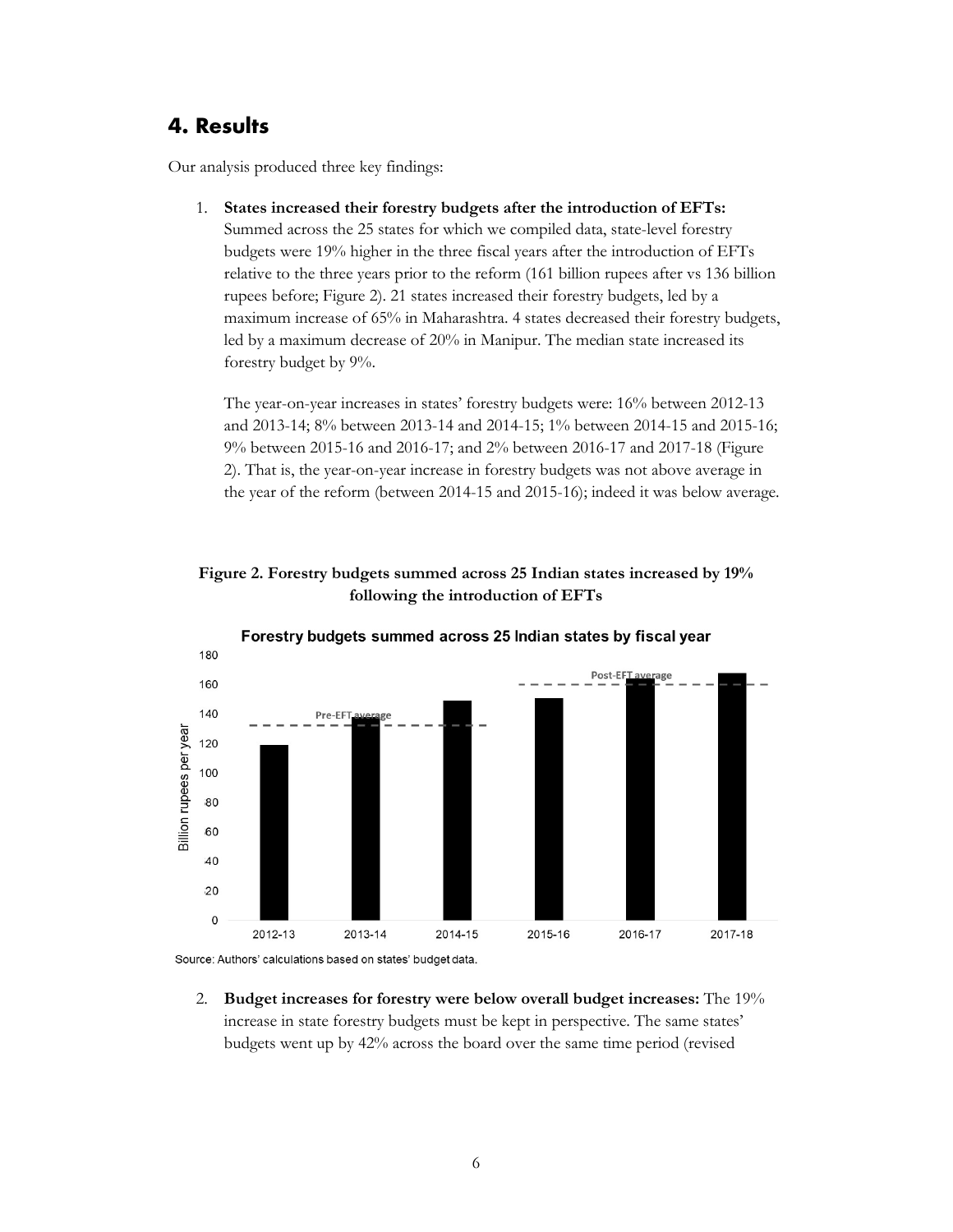## 4. Results

Our analysis produced three key findings:

1. **States increased their forestry budgets after the introduction of EFTs:** Summed across the 25 states for which we compiled data, state-level forestry budgets were 19% higher in the three fiscal years after the introduction of EFTs relative to the three years prior to the reform (161 billion rupees after vs 136 billion rupees before; Figure 2). 21 states increased their forestry budgets, led by a maximum increase of 65% in Maharashtra. 4 states decreased their forestry budgets, led by a maximum decrease of 20% in Manipur. The median state increased its forestry budget by 9%.

   The year-on-year increases in states' forestry budgets were: 16% between 2012-13 and 2013-14; 8% between 2013-14 and 2014-15; 1% between 2014-15 and 2015-16; 9% between 2015-16 and 2016-17; and 2% between 2016-17 and 2017-18 (Figure 2). That is, the year-on-year increase in forestry budgets was not above average in the year of the reform (between 2014-15 and 2015-16); indeed it was below average.

**Figure 2. Forestry budgets summed across 25 Indian states increased by 19% following the introduction of EFTs**

Forestry budgets summed across 25 Indian states by fiscal year

Source: Authors' calculations based on states' budget data.

2. **Budget increases for forestry were below overall budget increases:** The 19% increase in state forestry budgets must be kept in perspective. The same states' budgets went up by 42% across the board over the same time period (revised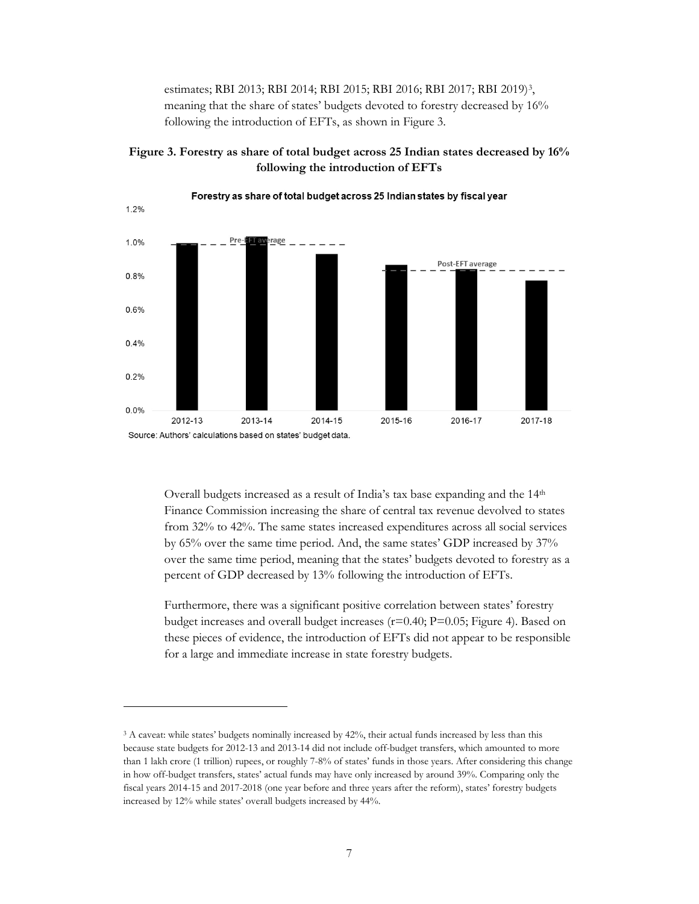estimates; RBI 2013; RBI 2014; RBI 2015; RBI 2016; RBI 2017; RBI 2019)[3], meaning that the share of states' budgets devoted to forestry decreased by 16% following the introduction of EFTs, as shown in Figure 3.

**Figure 3. Forestry as share of total budget across 25 Indian states decreased by 16% following the introduction of EFTs**

Forestry as share of total budget across 25 Indian states by fiscal year

Source: Authors' calculations based on states' budget data.

Overall budgets increased as a result of India's tax base expanding and the 14th Finance Commission increasing the share of central tax revenue devolved to states from 32% to 42%. The same states increased expenditures across all social services by 65% over the same time period. And, the same states' GDP increased by 37% over the same time period, meaning that the states' budgets devoted to forestry as a percent of GDP decreased by 13% following the introduction of EFTs.

Furthermore, there was a significant positive correlation between states' forestry budget increases and overall budget increases ($r=0.40$; $P=0.05$; Figure 4). Based on these pieces of evidence, the introduction of EFTs did not appear to be responsible for a large and immediate increase in state forestry budgets.

[3] A caveat: while states' budgets nominally increased by 42%, their actual funds increased by less than this because state budgets for 2012-13 and 2013-14 did not include off-budget transfers, which amounted to more than 1 lakh crore (1 trillion) rupees, or roughly 7-8% of states' funds in those years. After considering this change in how off-budget transfers, states' actual funds may have only increased by around 39%. Comparing only the fiscal years 2014-15 and 2017-2018 (one year before and three years after the reform), states' forestry budgets increased by 12% while states' overall budgets increased by 44%.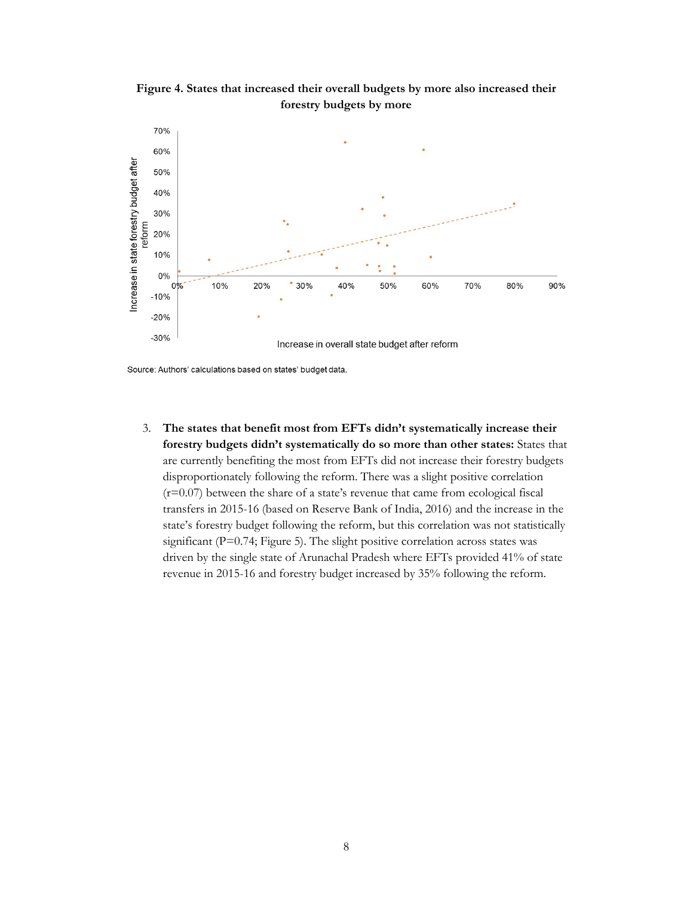**Figure 4. States that increased their overall budgets by more also increased their forestry budgets by more**

Source: Authors' calculations based on states' budget data.

3. **The states that benefit most from EFTs didn't systematically increase their forestry budgets didn't systematically do so more than other states:** States that are currently benefiting the most from EFTs did not increase their forestry budgets disproportionately following the reform. There was a slight positive correlation ($r=0.07$) between the share of a state's revenue that came from ecological fiscal transfers in 2015-16 (based on Reserve Bank of India, 2016) and the increase in the state's forestry budget following the reform, but this correlation was not statistically significant ($P=0.74$; Figure 5). The slight positive correlation across states was driven by the single state of Arunachal Pradesh where EFTs provided 41% of state revenue in 2015-16 and forestry budget increased by 35% following the reform.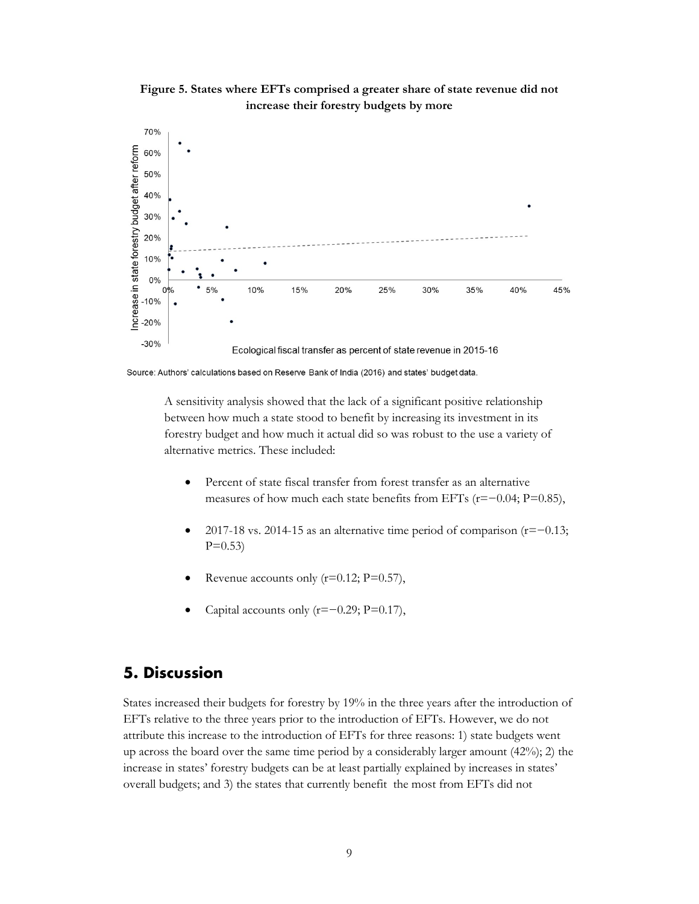**Figure 5. States where EFTs comprised a greater share of state revenue did not increase their forestry budgets by more**

Source: Authors' calculations based on Reserve Bank of India (2016) and states' budget data.

A sensitivity analysis showed that the lack of a significant positive relationship between how much a state stood to benefit by increasing its investment in its forestry budget and how much it actual did so was robust to the use a variety of alternative metrics. These included:

- Percent of state fiscal transfer from forest transfer as an alternative measures of how much each state benefits from EFTs ($r=-0.04$; $P=0.85$),
- 2017-18 vs. 2014-15 as an alternative time period of comparison ($r=-0.13$; $P=0.53$)
- Revenue accounts only ($r=0.12$; $P=0.57$),
- Capital accounts only ($r=-0.29$; $P=0.17$),

## 5. Discussion

States increased their budgets for forestry by 19% in the three years after the introduction of EFTs relative to the three years prior to the introduction of EFTs. However, we do not attribute this increase to the introduction of EFTs for three reasons: 1) state budgets went up across the board over the same time period by a considerably larger amount (42%); 2) the increase in states' forestry budgets can be at least partially explained by increases in states' overall budgets; and 3) the states that currently benefit the most from EFTs did not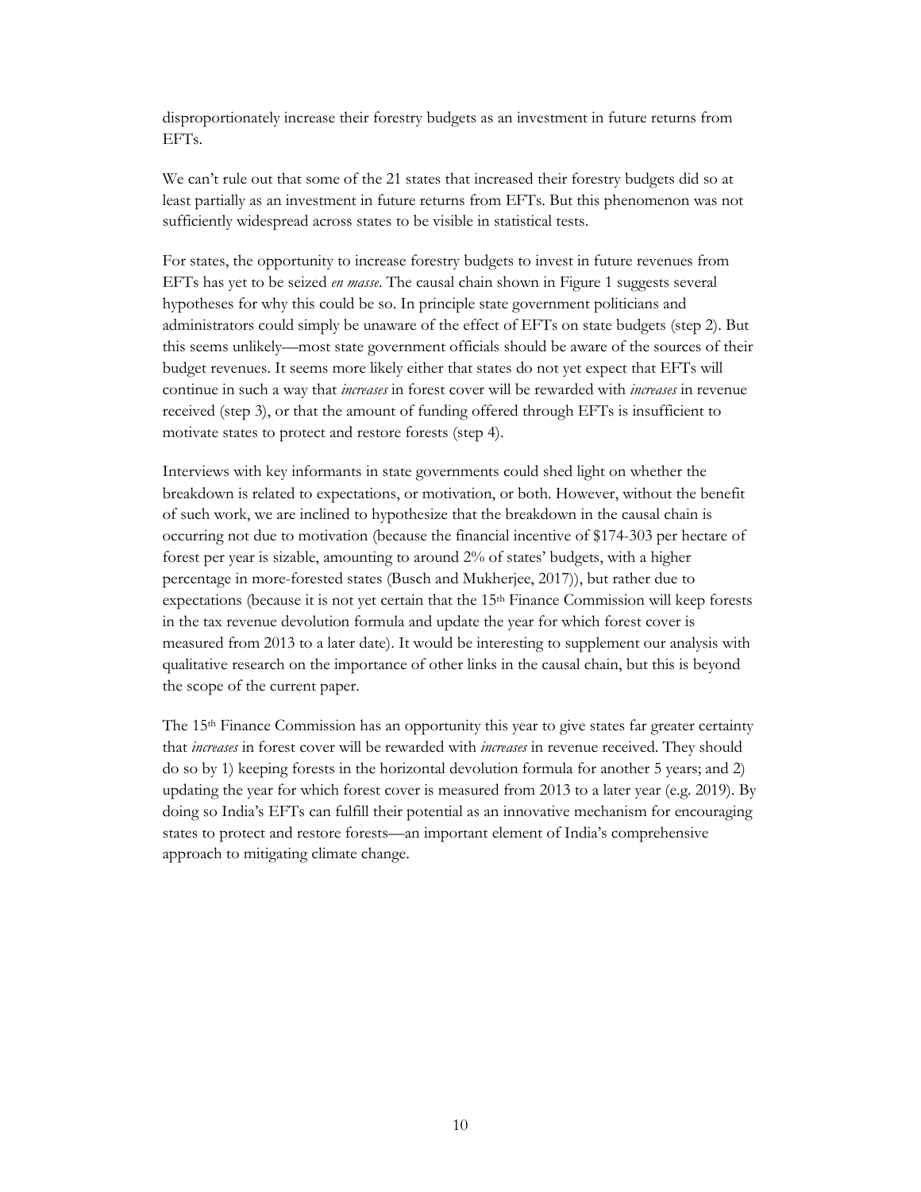disproportionately increase their forestry budgets as an investment in future returns from EFTs.

We can't rule out that some of the 21 states that increased their forestry budgets did so at least partially as an investment in future returns from EFTs. But this phenomenon was not sufficiently widespread across states to be visible in statistical tests.

For states, the opportunity to increase forestry budgets to invest in future revenues from EFTs has yet to be seized *en masse*. The causal chain shown in Figure 1 suggests several hypotheses for why this could be so. In principle state government politicians and administrators could simply be unaware of the effect of EFTs on state budgets (step 2). But this seems unlikely—most state government officials should be aware of the sources of their budget revenues. It seems more likely either that states do not yet expect that EFTs will continue in such a way that *increases* in forest cover will be rewarded with *increases* in revenue received (step 3), or that the amount of funding offered through EFTs is insufficient to motivate states to protect and restore forests (step 4).

Interviews with key informants in state governments could shed light on whether the breakdown is related to expectations, or motivation, or both. However, without the benefit of such work, we are inclined to hypothesize that the breakdown in the causal chain is occurring not due to motivation (because the financial incentive of $174-303 per hectare of forest per year is sizable, amounting to around 2% of states' budgets, with a higher percentage in more-forested states (Busch and Mukherjee, 2017)), but rather due to expectations (because it is not yet certain that the 15th Finance Commission will keep forests in the tax revenue devolution formula and update the year for which forest cover is measured from 2013 to a later date). It would be interesting to supplement our analysis with qualitative research on the importance of other links in the causal chain, but this is beyond the scope of the current paper.

The 15th Finance Commission has an opportunity this year to give states far greater certainty that *increases* in forest cover will be rewarded with *increases* in revenue received. They should do so by 1) keeping forests in the horizontal devolution formula for another 5 years; and 2) updating the year for which forest cover is measured from 2013 to a later year (e.g. 2019). By doing so India's EFTs can fulfill their potential as an innovative mechanism for encouraging states to protect and restore forests—an important element of India's comprehensive approach to mitigating climate change.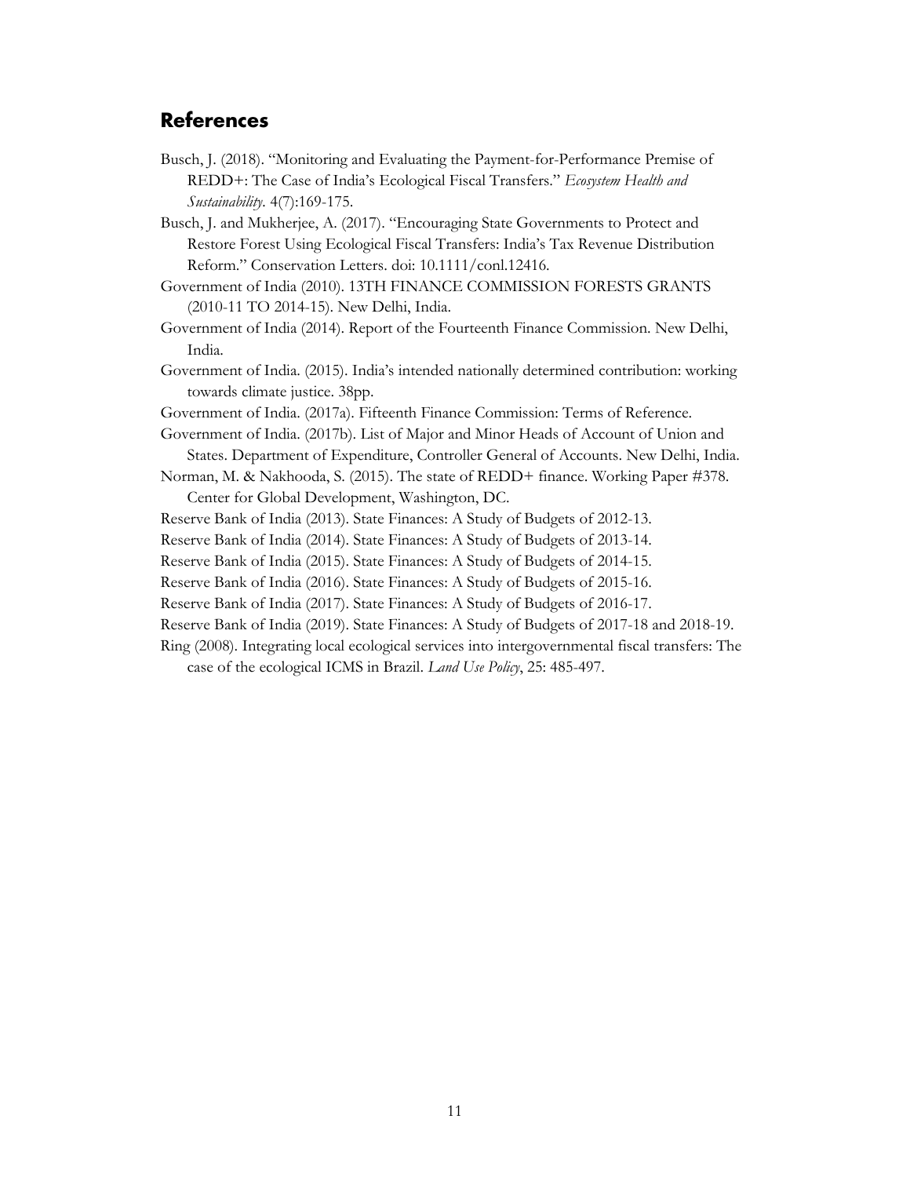## References

Busch, J. (2018). "Monitoring and Evaluating the Payment-for-Performance Premise of REDD+: The Case of India's Ecological Fiscal Transfers." *Ecosystem Health and Sustainability*. 4(7):169-175.

Busch, J. and Mukherjee, A. (2017). "Encouraging State Governments to Protect and Restore Forest Using Ecological Fiscal Transfers: India's Tax Revenue Distribution Reform." Conservation Letters. doi: 10.1111/conl.12416.

Government of India (2010). 13TH FINANCE COMMISSION FORESTS GRANTS (2010-11 TO 2014-15). New Delhi, India.

Government of India (2014). Report of the Fourteenth Finance Commission. New Delhi, India.

Government of India. (2015). India's intended nationally determined contribution: working towards climate justice. 38pp.

Government of India. (2017a). Fifteenth Finance Commission: Terms of Reference.

Government of India. (2017b). List of Major and Minor Heads of Account of Union and States. Department of Expenditure, Controller General of Accounts. New Delhi, India.

Norman, M. & Nakhooda, S. (2015). The state of REDD+ finance. Working Paper #378. Center for Global Development, Washington, DC.

Reserve Bank of India (2013). State Finances: A Study of Budgets of 2012-13.

Reserve Bank of India (2014). State Finances: A Study of Budgets of 2013-14.

Reserve Bank of India (2015). State Finances: A Study of Budgets of 2014-15.

Reserve Bank of India (2016). State Finances: A Study of Budgets of 2015-16.

Reserve Bank of India (2017). State Finances: A Study of Budgets of 2016-17.

Reserve Bank of India (2019). State Finances: A Study of Budgets of 2017-18 and 2018-19.

Ring (2008). Integrating local ecological services into intergovernmental fiscal transfers: The case of the ecological ICMS in Brazil. *Land Use Policy*, 25: 485-497.